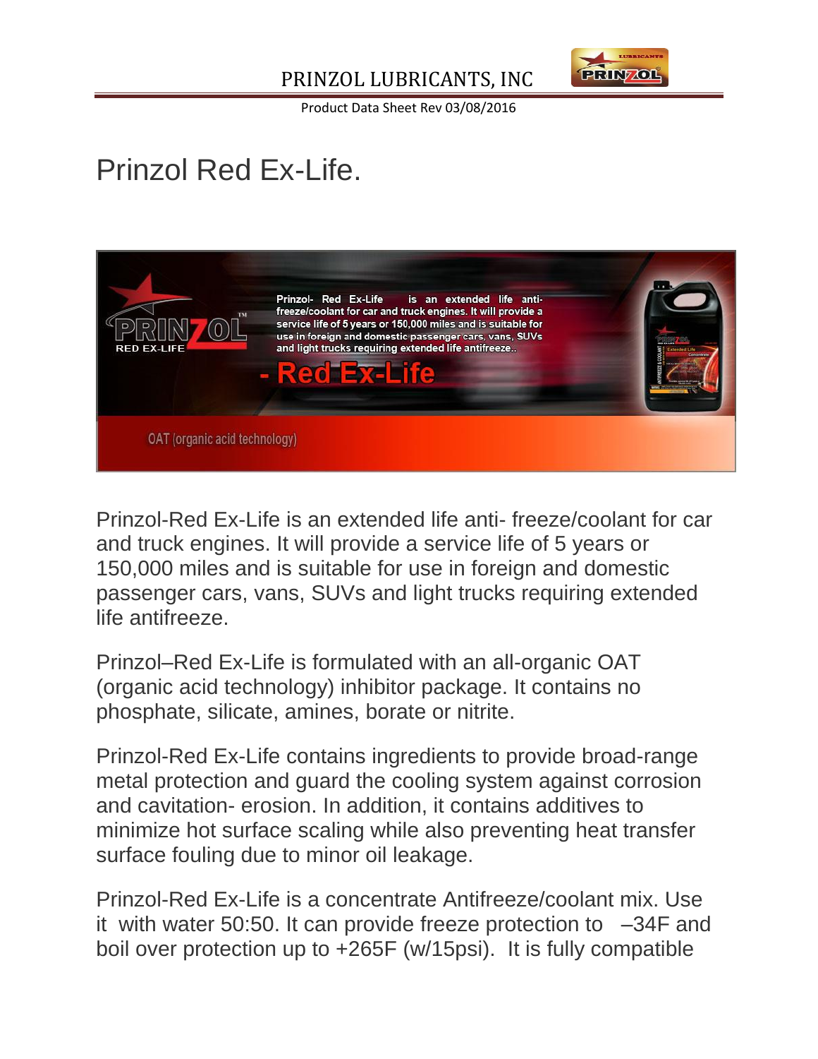PRINZOL LUBRICANTS, INC

Product Data Sheet Rev 03/08/2016

# Prinzol Red Ex-Life.

Prinzol- Red Ex-Life is an extended life anti-freeze/coolant for car and truck engines. It will provide a service life of 5 years or 150,000 miles and is suitable for use in foreign and domestic passenger cars, vans, SUVs and light trucks requiring extended life antifreeze..

- Red Ex-Life

OAT (organic acid technology)

Prinzol-Red Ex-Life is an extended life anti- freeze/coolant for car and truck engines. It will provide a service life of 5 years or 150,000 miles and is suitable for use in foreign and domestic passenger cars, vans, SUVs and light trucks requiring extended life antifreeze.

Prinzol–Red Ex-Life is formulated with an all-organic OAT (organic acid technology) inhibitor package. It contains no phosphate, silicate, amines, borate or nitrite.

Prinzol-Red Ex-Life contains ingredients to provide broad-range metal protection and guard the cooling system against corrosion and cavitation- erosion. In addition, it contains additives to minimize hot surface scaling while also preventing heat transfer surface fouling due to minor oil leakage.

Prinzol-Red Ex-Life is a concentrate Antifreeze/coolant mix. Use it with water 50:50. It can provide freeze protection to –34F and boil over protection up to +265F (w/15psi). It is fully compatible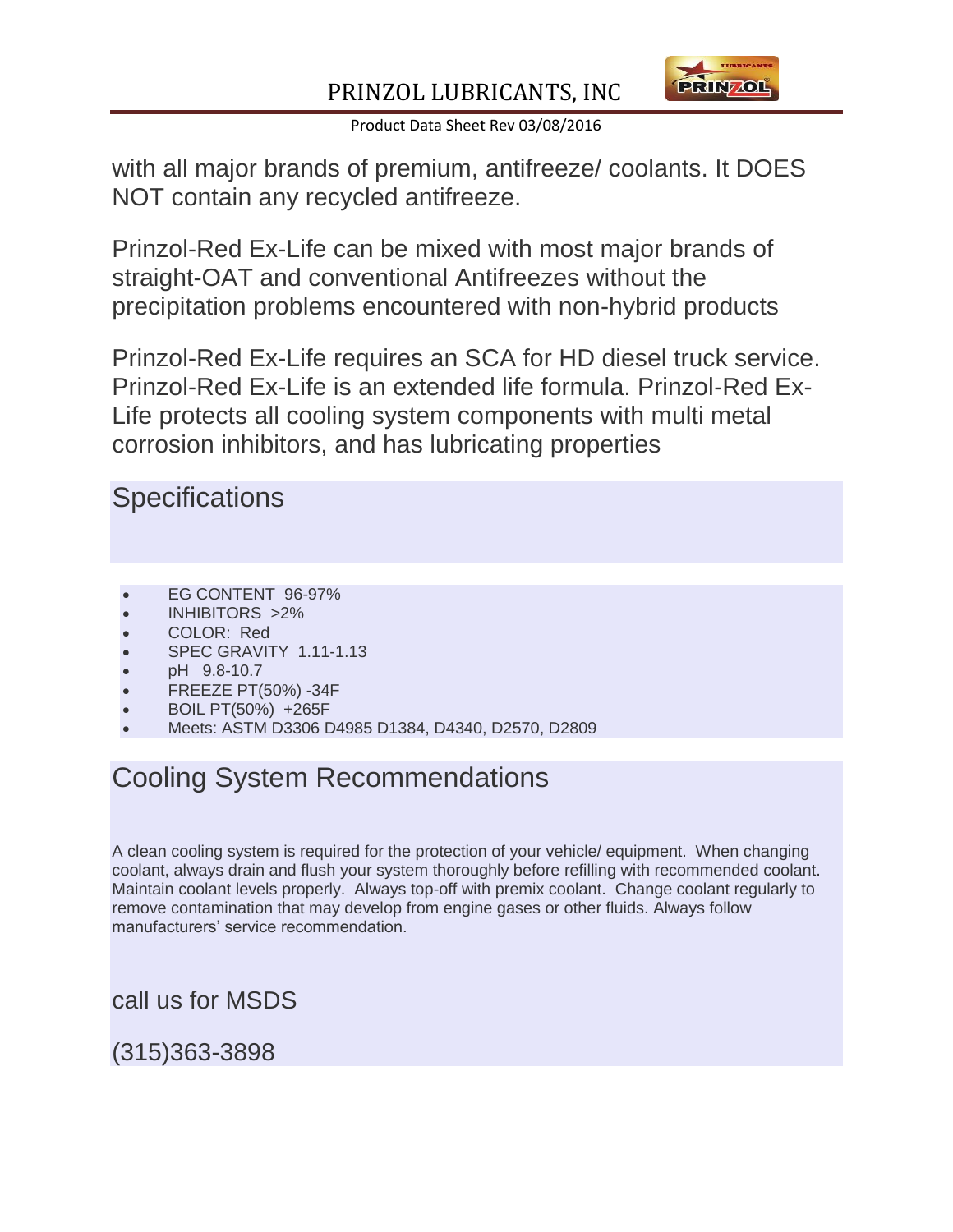with all major brands of premium, antifreeze/ coolants. It DOES NOT contain any recycled antifreeze.

Prinzol-Red Ex-Life can be mixed with most major brands of straight-OAT and conventional Antifreezes without the precipitation problems encountered with non-hybrid products

Prinzol-Red Ex-Life requires an SCA for HD diesel truck service. Prinzol-Red Ex-Life is an extended life formula. Prinzol-Red Ex-Life protects all cooling system components with multi metal corrosion inhibitors, and has lubricating properties

## Specifications

- EG CONTENT 96-97%
- INHIBITORS >2%
- COLOR: Red
- SPEC GRAVITY 1.11-1.13
- pH 9.8-10.7
- FREEZE PT(50%) -34F
- BOIL PT(50%) +265F
- Meets: ASTM D3306 D4985 D1384, D4340, D2570, D2809

## Cooling System Recommendations

A clean cooling system is required for the protection of your vehicle/ equipment. When changing coolant, always drain and flush your system thoroughly before refilling with recommended coolant. Maintain coolant levels properly. Always top-off with premix coolant. Change coolant regularly to remove contamination that may develop from engine gases or other fluids. Always follow manufacturers' service recommendation.

call us for MSDS

(315)363-3898